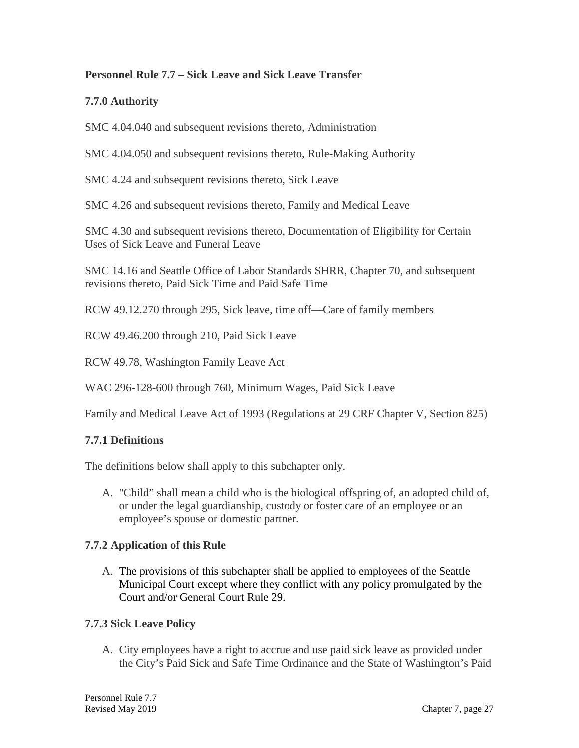### Personnel Rule 7.7 – Sick Leave and Sick Leave Transfer

#### 7.7.0 Authority

SMC 4.04.040 and subsequent revisions thereto, Administration

SMC 4.04.050 and subsequent revisions thereto, Rule-Making Authority

SMC 4.24 and subsequent revisions thereto, Sick Leave

SMC 4.26 and subsequent revisions thereto, Family and Medical Leave

SMC 4.30 and subsequent revisions thereto, Documentation of Eligibility for Certain Uses of Sick Leave and Funeral Leave

SMC 14.16 and Seattle Office of Labor Standards SHRR, Chapter 70, and subsequent revisions thereto, Paid Sick Time and Paid Safe Time

RCW 49.12.270 through 295, Sick leave, time off—Care of family members

RCW 49.46.200 through 210, Paid Sick Leave

RCW 49.78, Washington Family Leave Act

WAC 296-128-600 through 760, Minimum Wages, Paid Sick Leave

Family and Medical Leave Act of 1993 (Regulations at 29 CRF Chapter V, Section 825)

#### 7.7.1 Definitions

The definitions below shall apply to this subchapter only.

A. "Child" shall mean a child who is the biological offspring of, an adopted child of, or under the legal guardianship, custody or foster care of an employee or an employee's spouse or domestic partner.

#### 7.7.2 Application of this Rule

A. The provisions of this subchapter shall be applied to employees of the Seattle Municipal Court except where they conflict with any policy promulgated by the Court and/or General Court Rule 29.

#### 7.7.3 Sick Leave Policy

A. City employees have a right to accrue and use paid sick leave as provided under the City's Paid Sick and Safe Time Ordinance and the State of Washington's Paid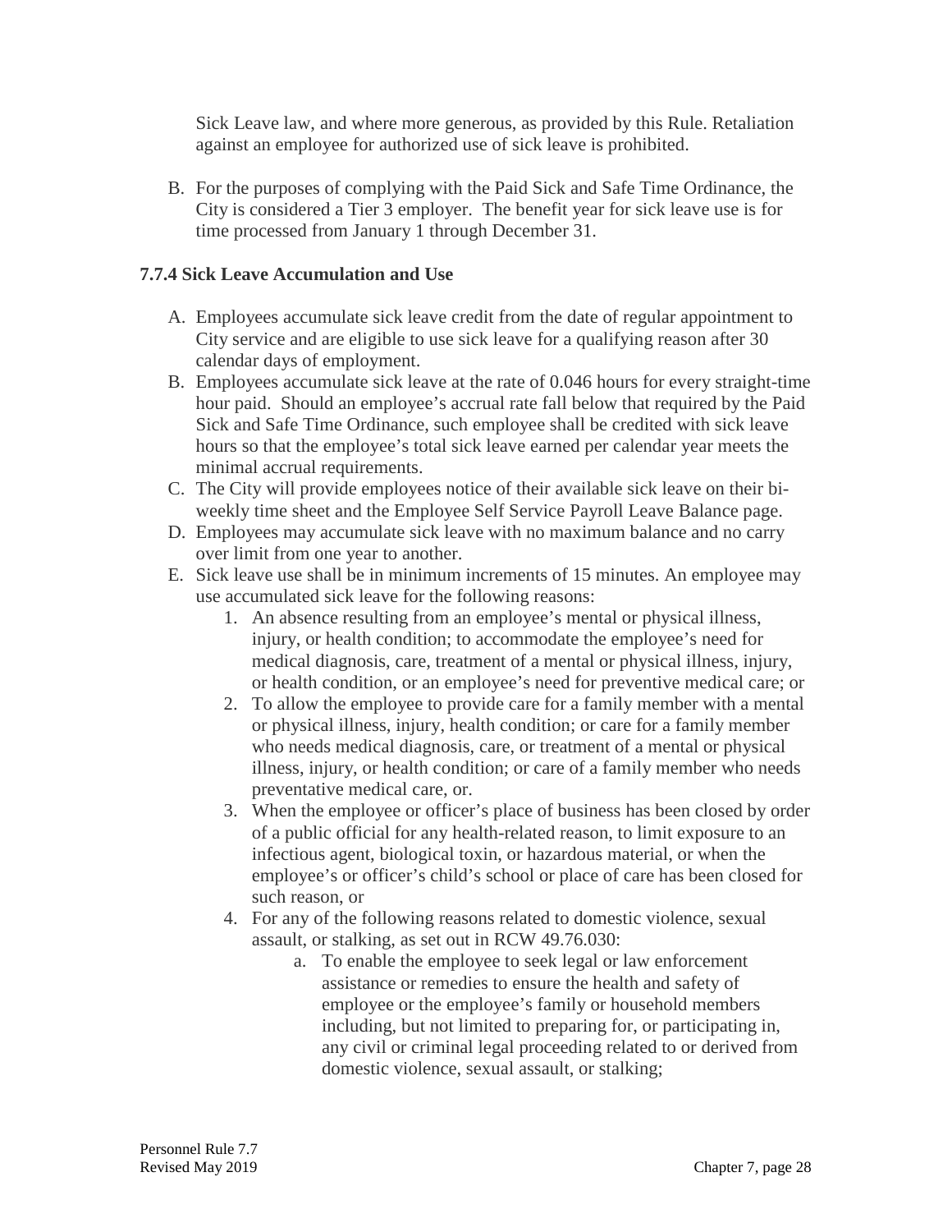Sick Leave law, and where more generous, as provided by this Rule. Retaliation against an employee for authorized use of sick leave is prohibited.

B. For the purposes of complying with the Paid Sick and Safe Time Ordinance, the City is considered a Tier 3 employer. The benefit year for sick leave use is for time processed from January 1 through December 31.

### 7.7.4 Sick Leave Accumulation and Use

A. Employees accumulate sick leave credit from the date of regular appointment to City service and are eligible to use sick leave for a qualifying reason after 30 calendar days of employment.

B. Employees accumulate sick leave at the rate of 0.046 hours for every straight-time hour paid. Should an employee's accrual rate fall below that required by the Paid Sick and Safe Time Ordinance, such employee shall be credited with sick leave hours so that the employee's total sick leave earned per calendar year meets the minimal accrual requirements.

C. The City will provide employees notice of their available sick leave on their bi-weekly time sheet and the Employee Self Service Payroll Leave Balance page.

D. Employees may accumulate sick leave with no maximum balance and no carry over limit from one year to another.

E. Sick leave use shall be in minimum increments of 15 minutes. An employee may use accumulated sick leave for the following reasons:

   1. An absence resulting from an employee's mental or physical illness, injury, or health condition; to accommodate the employee's need for medical diagnosis, care, treatment of a mental or physical illness, injury, or health condition, or an employee's need for preventive medical care; or
   2. To allow the employee to provide care for a family member with a mental or physical illness, injury, health condition; or care for a family member who needs medical diagnosis, care, or treatment of a mental or physical illness, injury, or health condition; or care of a family member who needs preventative medical care, or.
   3. When the employee or officer's place of business has been closed by order of a public official for any health-related reason, to limit exposure to an infectious agent, biological toxin, or hazardous material, or when the employee's or officer's child's school or place of care has been closed for such reason, or
   4. For any of the following reasons related to domestic violence, sexual assault, or stalking, as set out in RCW 49.76.030:
      a. To enable the employee to seek legal or law enforcement assistance or remedies to ensure the health and safety of employee or the employee's family or household members including, but not limited to preparing for, or participating in, any civil or criminal legal proceeding related to or derived from domestic violence, sexual assault, or stalking;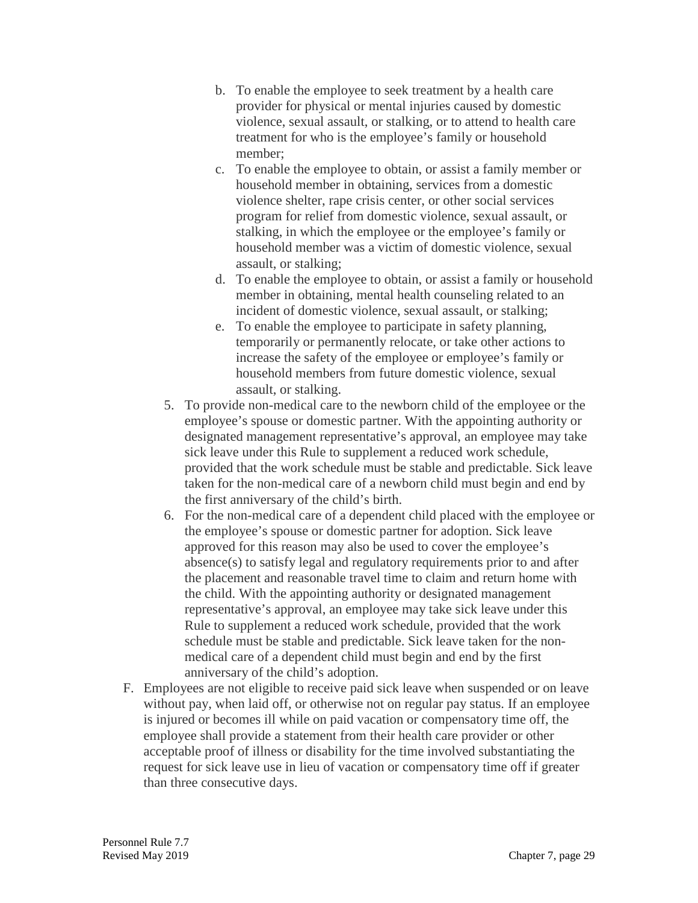b. To enable the employee to seek treatment by a health care provider for physical or mental injuries caused by domestic violence, sexual assault, or stalking, or to attend to health care treatment for who is the employee's family or household member;
   c. To enable the employee to obtain, or assist a family member or household member in obtaining, services from a domestic violence shelter, rape crisis center, or other social services program for relief from domestic violence, sexual assault, or stalking, in which the employee or the employee's family or household member was a victim of domestic violence, sexual assault, or stalking;
   d. To enable the employee to obtain, or assist a family or household member in obtaining, mental health counseling related to an incident of domestic violence, sexual assault, or stalking;
   e. To enable the employee to participate in safety planning, temporarily or permanently relocate, or take other actions to increase the safety of the employee or employee's family or household members from future domestic violence, sexual assault, or stalking.

5. To provide non-medical care to the newborn child of the employee or the employee's spouse or domestic partner. With the appointing authority or designated management representative's approval, an employee may take sick leave under this Rule to supplement a reduced work schedule, provided that the work schedule must be stable and predictable. Sick leave taken for the non-medical care of a newborn child must begin and end by the first anniversary of the child's birth.
6. For the non-medical care of a dependent child placed with the employee or the employee's spouse or domestic partner for adoption. Sick leave approved for this reason may also be used to cover the employee's absence(s) to satisfy legal and regulatory requirements prior to and after the placement and reasonable travel time to claim and return home with the child. With the appointing authority or designated management representative's approval, an employee may take sick leave under this Rule to supplement a reduced work schedule, provided that the work schedule must be stable and predictable. Sick leave taken for the non-medical care of a dependent child must begin and end by the first anniversary of the child's adoption.

F. Employees are not eligible to receive paid sick leave when suspended or on leave without pay, when laid off, or otherwise not on regular pay status. If an employee is injured or becomes ill while on paid vacation or compensatory time off, the employee shall provide a statement from their health care provider or other acceptable proof of illness or disability for the time involved substantiating the request for sick leave use in lieu of vacation or compensatory time off if greater than three consecutive days.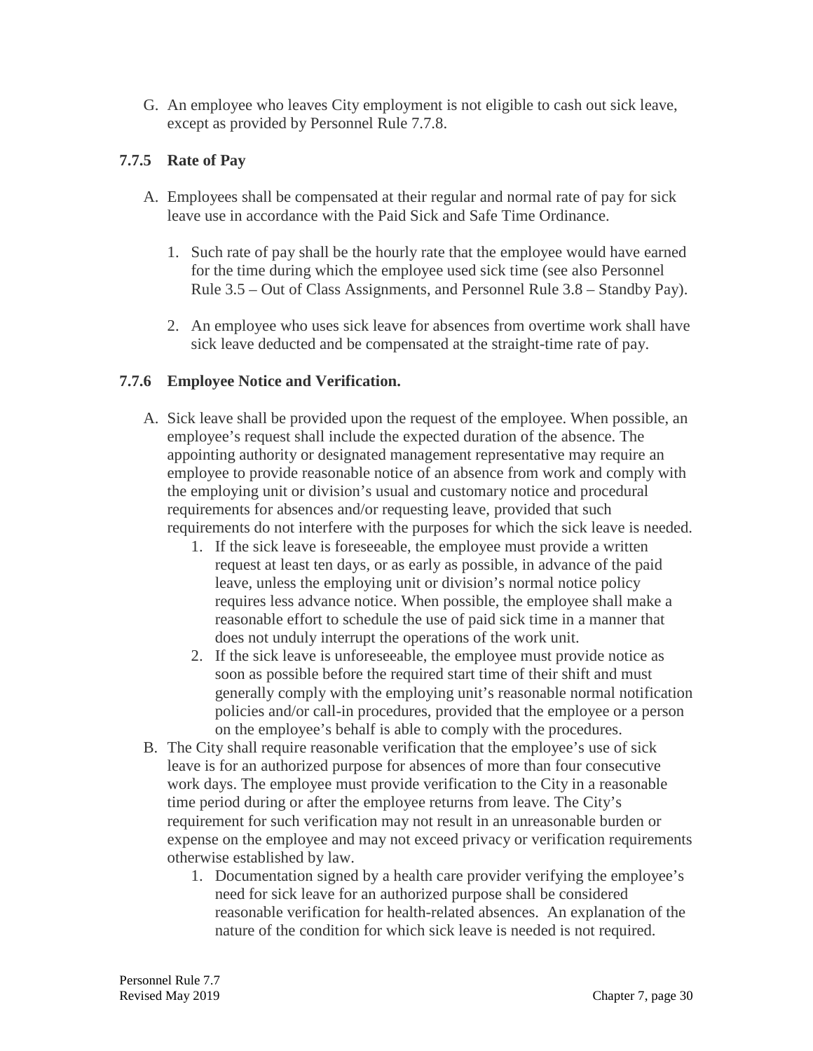G. An employee who leaves City employment is not eligible to cash out sick leave, except as provided by Personnel Rule 7.7.8.

### 7.7.5 Rate of Pay

A. Employees shall be compensated at their regular and normal rate of pay for sick leave use in accordance with the Paid Sick and Safe Time Ordinance.

   1. Such rate of pay shall be the hourly rate that the employee would have earned for the time during which the employee used sick time (see also Personnel Rule 3.5 – Out of Class Assignments, and Personnel Rule 3.8 – Standby Pay).

   2. An employee who uses sick leave for absences from overtime work shall have sick leave deducted and be compensated at the straight-time rate of pay.

### 7.7.6 Employee Notice and Verification.

A. Sick leave shall be provided upon the request of the employee. When possible, an employee's request shall include the expected duration of the absence. The appointing authority or designated management representative may require an employee to provide reasonable notice of an absence from work and comply with the employing unit or division's usual and customary notice and procedural requirements for absences and/or requesting leave, provided that such requirements do not interfere with the purposes for which the sick leave is needed.
   1. If the sick leave is foreseeable, the employee must provide a written request at least ten days, or as early as possible, in advance of the paid leave, unless the employing unit or division's normal notice policy requires less advance notice. When possible, the employee shall make a reasonable effort to schedule the use of paid sick time in a manner that does not unduly interrupt the operations of the work unit.
   2. If the sick leave is unforeseeable, the employee must provide notice as soon as possible before the required start time of their shift and must generally comply with the employing unit's reasonable normal notification policies and/or call-in procedures, provided that the employee or a person on the employee's behalf is able to comply with the procedures.

B. The City shall require reasonable verification that the employee's use of sick leave is for an authorized purpose for absences of more than four consecutive work days. The employee must provide verification to the City in a reasonable time period during or after the employee returns from leave. The City's requirement for such verification may not result in an unreasonable burden or expense on the employee and may not exceed privacy or verification requirements otherwise established by law.
   1. Documentation signed by a health care provider verifying the employee's need for sick leave for an authorized purpose shall be considered reasonable verification for health-related absences. An explanation of the nature of the condition for which sick leave is needed is not required.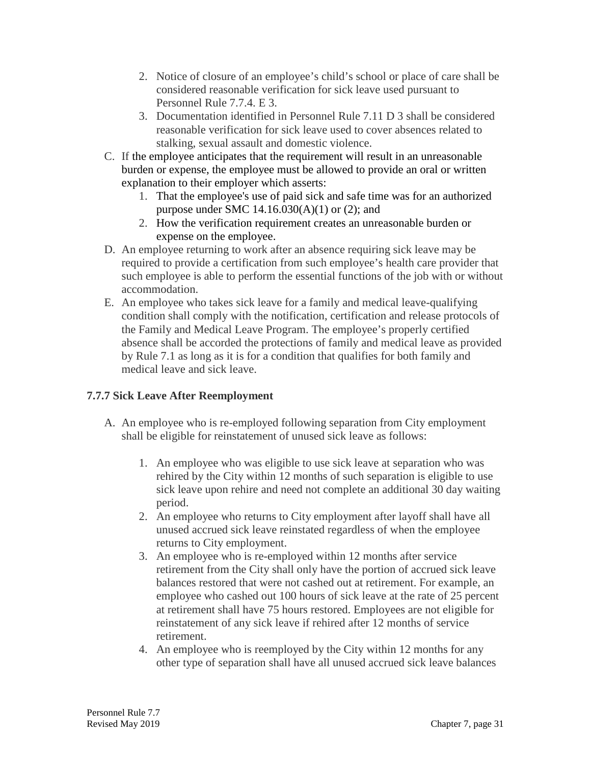2. Notice of closure of an employee's child's school or place of care shall be considered reasonable verification for sick leave used pursuant to Personnel Rule 7.7.4. E 3.
   3. Documentation identified in Personnel Rule 7.11 D 3 shall be considered reasonable verification for sick leave used to cover absences related to stalking, sexual assault and domestic violence.

C. If the employee anticipates that the requirement will result in an unreasonable burden or expense, the employee must be allowed to provide an oral or written explanation to their employer which asserts:
   1. That the employee's use of paid sick and safe time was for an authorized purpose under SMC 14.16.030(A)(1) or (2); and
   2. How the verification requirement creates an unreasonable burden or expense on the employee.

D. An employee returning to work after an absence requiring sick leave may be required to provide a certification from such employee's health care provider that such employee is able to perform the essential functions of the job with or without accommodation.

E. An employee who takes sick leave for a family and medical leave-qualifying condition shall comply with the notification, certification and release protocols of the Family and Medical Leave Program. The employee's properly certified absence shall be accorded the protections of family and medical leave as provided by Rule 7.1 as long as it is for a condition that qualifies for both family and medical leave and sick leave.

### 7.7.7 Sick Leave After Reemployment

A. An employee who is re-employed following separation from City employment shall be eligible for reinstatement of unused sick leave as follows:

   1. An employee who was eligible to use sick leave at separation who was rehired by the City within 12 months of such separation is eligible to use sick leave upon rehire and need not complete an additional 30 day waiting period.
   2. An employee who returns to City employment after layoff shall have all unused accrued sick leave reinstated regardless of when the employee returns to City employment.
   3. An employee who is re-employed within 12 months after service retirement from the City shall only have the portion of accrued sick leave balances restored that were not cashed out at retirement. For example, an employee who cashed out 100 hours of sick leave at the rate of 25 percent at retirement shall have 75 hours restored. Employees are not eligible for reinstatement of any sick leave if rehired after 12 months of service retirement.
   4. An employee who is reemployed by the City within 12 months for any other type of separation shall have all unused accrued sick leave balances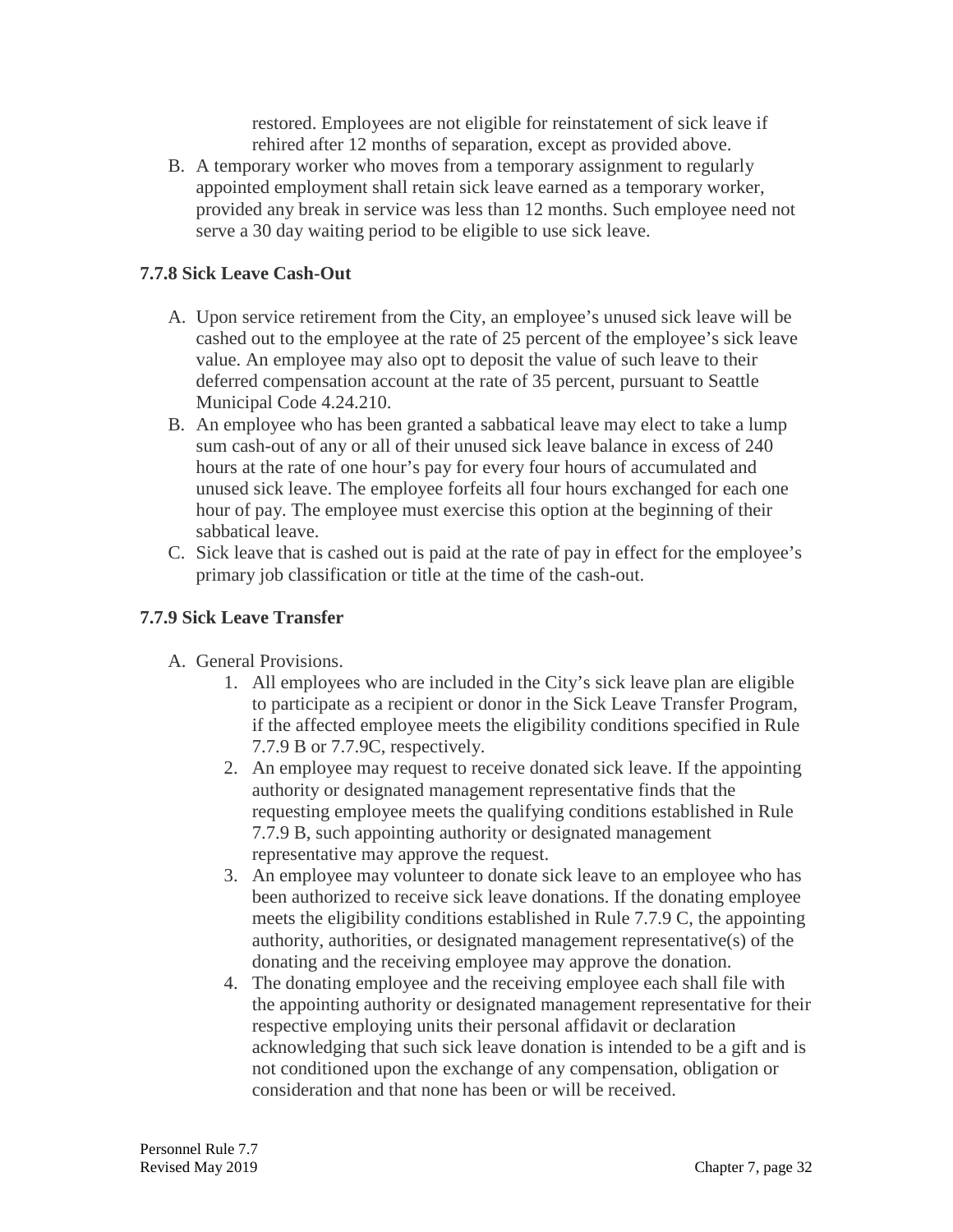restored. Employees are not eligible for reinstatement of sick leave if rehired after 12 months of separation, except as provided above.

B. A temporary worker who moves from a temporary assignment to regularly appointed employment shall retain sick leave earned as a temporary worker, provided any break in service was less than 12 months. Such employee need not serve a 30 day waiting period to be eligible to use sick leave.

### 7.7.8 Sick Leave Cash-Out

A. Upon service retirement from the City, an employee's unused sick leave will be cashed out to the employee at the rate of 25 percent of the employee's sick leave value. An employee may also opt to deposit the value of such leave to their deferred compensation account at the rate of 35 percent, pursuant to Seattle Municipal Code 4.24.210.
B. An employee who has been granted a sabbatical leave may elect to take a lump sum cash-out of any or all of their unused sick leave balance in excess of 240 hours at the rate of one hour's pay for every four hours of accumulated and unused sick leave. The employee forfeits all four hours exchanged for each one hour of pay. The employee must exercise this option at the beginning of their sabbatical leave.
C. Sick leave that is cashed out is paid at the rate of pay in effect for the employee's primary job classification or title at the time of the cash-out.

### 7.7.9 Sick Leave Transfer

A. General Provisions.
    1. All employees who are included in the City's sick leave plan are eligible to participate as a recipient or donor in the Sick Leave Transfer Program, if the affected employee meets the eligibility conditions specified in Rule 7.7.9 B or 7.7.9C, respectively.
    2. An employee may request to receive donated sick leave. If the appointing authority or designated management representative finds that the requesting employee meets the qualifying conditions established in Rule 7.7.9 B, such appointing authority or designated management representative may approve the request.
    3. An employee may volunteer to donate sick leave to an employee who has been authorized to receive sick leave donations. If the donating employee meets the eligibility conditions established in Rule 7.7.9 C, the appointing authority, authorities, or designated management representative(s) of the donating and the receiving employee may approve the donation.
    4. The donating employee and the receiving employee each shall file with the appointing authority or designated management representative for their respective employing units their personal affidavit or declaration acknowledging that such sick leave donation is intended to be a gift and is not conditioned upon the exchange of any compensation, obligation or consideration and that none has been or will be received.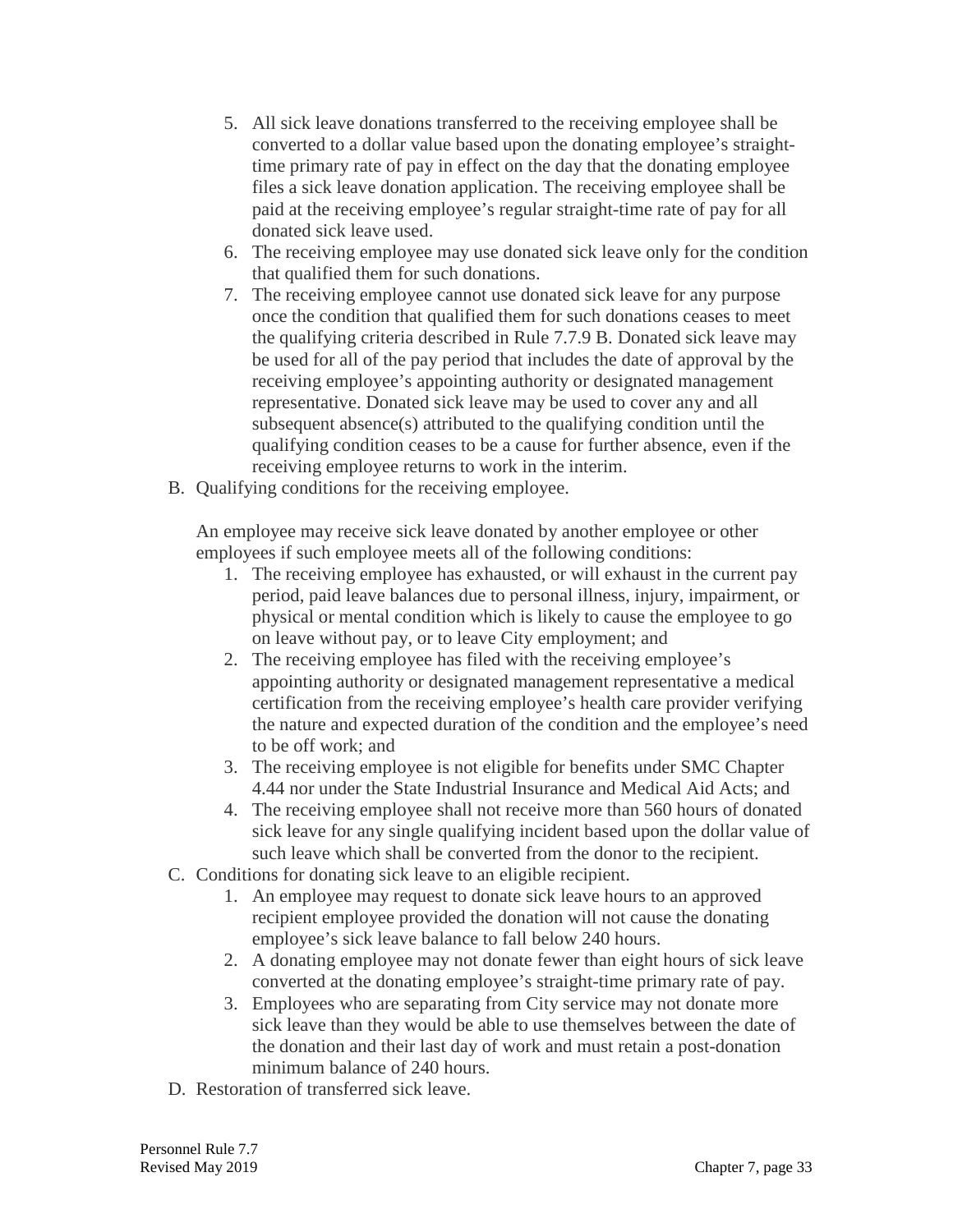5. All sick leave donations transferred to the receiving employee shall be converted to a dollar value based upon the donating employee's straight-time primary rate of pay in effect on the day that the donating employee files a sick leave donation application. The receiving employee shall be paid at the receiving employee's regular straight-time rate of pay for all donated sick leave used.
6. The receiving employee may use donated sick leave only for the condition that qualified them for such donations.
7. The receiving employee cannot use donated sick leave for any purpose once the condition that qualified them for such donations ceases to meet the qualifying criteria described in Rule 7.7.9 B. Donated sick leave may be used for all of the pay period that includes the date of approval by the receiving employee's appointing authority or designated management representative. Donated sick leave may be used to cover any and all subsequent absence(s) attributed to the qualifying condition until the qualifying condition ceases to be a cause for further absence, even if the receiving employee returns to work in the interim.

B. Qualifying conditions for the receiving employee.

   An employee may receive sick leave donated by another employee or other employees if such employee meets all of the following conditions:

   1. The receiving employee has exhausted, or will exhaust in the current pay period, paid leave balances due to personal illness, injury, impairment, or physical or mental condition which is likely to cause the employee to go on leave without pay, or to leave City employment; and
   2. The receiving employee has filed with the receiving employee's appointing authority or designated management representative a medical certification from the receiving employee's health care provider verifying the nature and expected duration of the condition and the employee's need to be off work; and
   3. The receiving employee is not eligible for benefits under SMC Chapter 4.44 nor under the State Industrial Insurance and Medical Aid Acts; and
   4. The receiving employee shall not receive more than 560 hours of donated sick leave for any single qualifying incident based upon the dollar value of such leave which shall be converted from the donor to the recipient.

C. Conditions for donating sick leave to an eligible recipient.

   1. An employee may request to donate sick leave hours to an approved recipient employee provided the donation will not cause the donating employee's sick leave balance to fall below 240 hours.
   2. A donating employee may not donate fewer than eight hours of sick leave converted at the donating employee's straight-time primary rate of pay.
   3. Employees who are separating from City service may not donate more sick leave than they would be able to use themselves between the date of the donation and their last day of work and must retain a post-donation minimum balance of 240 hours.

D. Restoration of transferred sick leave.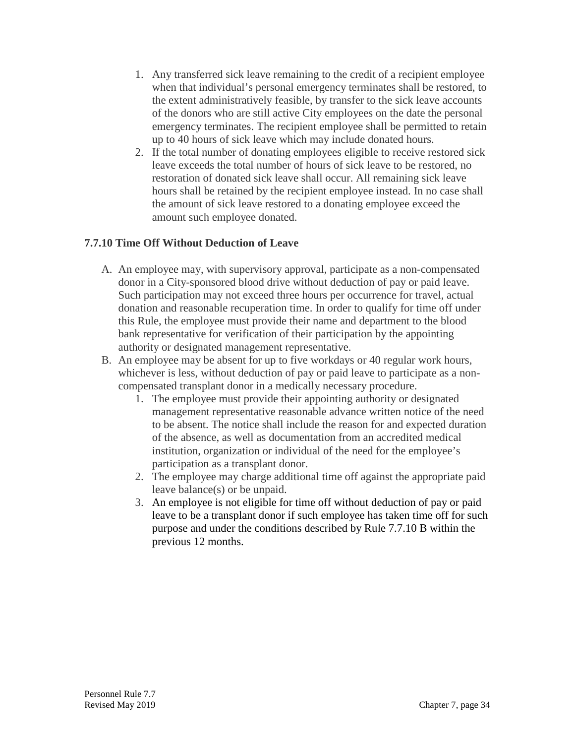1. Any transferred sick leave remaining to the credit of a recipient employee when that individual's personal emergency terminates shall be restored, to the extent administratively feasible, by transfer to the sick leave accounts of the donors who are still active City employees on the date the personal emergency terminates. The recipient employee shall be permitted to retain up to 40 hours of sick leave which may include donated hours.
2. If the total number of donating employees eligible to receive restored sick leave exceeds the total number of hours of sick leave to be restored, no restoration of donated sick leave shall occur. All remaining sick leave hours shall be retained by the recipient employee instead. In no case shall the amount of sick leave restored to a donating employee exceed the amount such employee donated.

### 7.7.10 Time Off Without Deduction of Leave

A. An employee may, with supervisory approval, participate as a non-compensated donor in a City-sponsored blood drive without deduction of pay or paid leave. Such participation may not exceed three hours per occurrence for travel, actual donation and reasonable recuperation time. In order to qualify for time off under this Rule, the employee must provide their name and department to the blood bank representative for verification of their participation by the appointing authority or designated management representative.

B. An employee may be absent for up to five workdays or 40 regular work hours, whichever is less, without deduction of pay or paid leave to participate as a non-compensated transplant donor in a medically necessary procedure.
   1. The employee must provide their appointing authority or designated management representative reasonable advance written notice of the need to be absent. The notice shall include the reason for and expected duration of the absence, as well as documentation from an accredited medical institution, organization or individual of the need for the employee's participation as a transplant donor.
   2. The employee may charge additional time off against the appropriate paid leave balance(s) or be unpaid.
   3. An employee is not eligible for time off without deduction of pay or paid leave to be a transplant donor if such employee has taken time off for such purpose and under the conditions described by Rule 7.7.10 B within the previous 12 months.